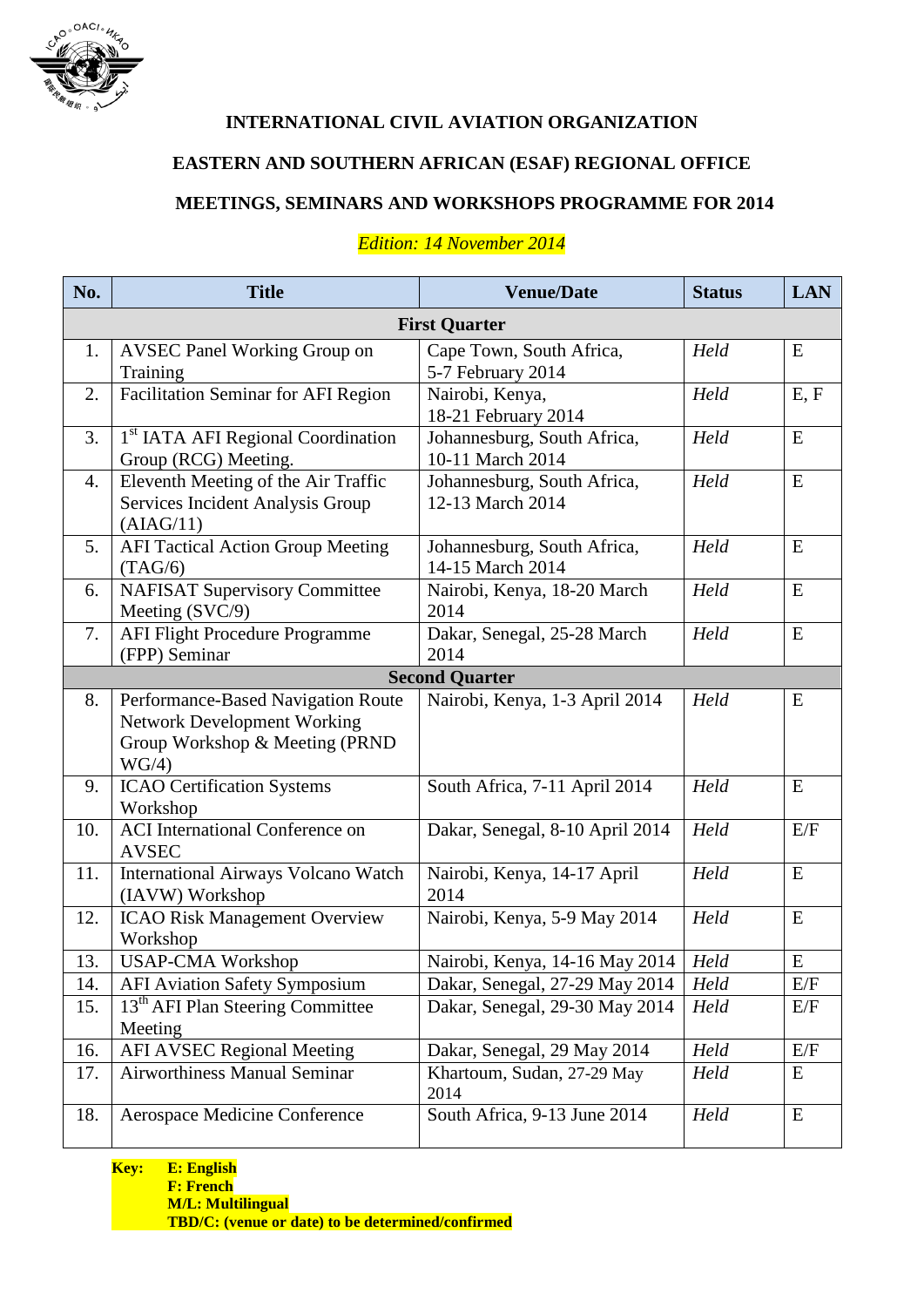# INTERNATIONAL CIVIL AVIATION ORGANIZATION

## EASTERN AND SOUTHERN AFRICAN (ESAF) REGIONAL OFFICE

## MEETINGS, SEMINARS AND WORKSHOPS PROGRAMME FOR 2014

*Edition: 14 November 2014*

| No. | Title | Venue/Date | Status | LAN |
|---|---|---|---|---|
| **First Quarter** | | | | |
| 1. | AVSEC Panel Working Group on Training | Cape Town, South Africa, 5-7 February 2014 | *Held* | E |
| 2. | Facilitation Seminar for AFI Region | Nairobi, Kenya, 18-21 February 2014 | *Held* | E, F |
| 3. | 1st IATA AFI Regional Coordination Group (RCG) Meeting. | Johannesburg, South Africa, 10-11 March 2014 | *Held* | E |
| 4. | Eleventh Meeting of the Air Traffic Services Incident Analysis Group (AIAG/11) | Johannesburg, South Africa, 12-13 March 2014 | *Held* | E |
| 5. | AFI Tactical Action Group Meeting (TAG/6) | Johannesburg, South Africa, 14-15 March 2014 | *Held* | E |
| 6. | NAFISAT Supervisory Committee Meeting (SVC/9) | Nairobi, Kenya, 18-20 March 2014 | *Held* | E |
| 7. | AFI Flight Procedure Programme (FPP) Seminar | Dakar, Senegal, 25-28 March 2014 | *Held* | E |
| **Second Quarter** | | | | |
| 8. | Performance-Based Navigation Route Network Development Working Group Workshop & Meeting (PRND WG/4) | Nairobi, Kenya, 1-3 April 2014 | *Held* | E |
| 9. | ICAO Certification Systems Workshop | South Africa, 7-11 April 2014 | *Held* | E |
| 10. | ACI International Conference on AVSEC | Dakar, Senegal, 8-10 April 2014 | *Held* | E/F |
| 11. | International Airways Volcano Watch (IAVW) Workshop | Nairobi, Kenya, 14-17 April 2014 | *Held* | E |
| 12. | ICAO Risk Management Overview Workshop | Nairobi, Kenya, 5-9 May 2014 | *Held* | E |
| 13. | USAP-CMA Workshop | Nairobi, Kenya, 14-16 May 2014 | *Held* | E |
| 14. | AFI Aviation Safety Symposium | Dakar, Senegal, 27-29 May 2014 | *Held* | E/F |
| 15. | 13th AFI Plan Steering Committee Meeting | Dakar, Senegal, 29-30 May 2014 | *Held* | E/F |
| 16. | AFI AVSEC Regional Meeting | Dakar, Senegal, 29 May 2014 | *Held* | E/F |
| 17. | Airworthiness Manual Seminar | Khartoum, Sudan, 27-29 May 2014 | *Held* | E |
| 18. | Aerospace Medicine Conference | South Africa, 9-13 June 2014 | *Held* | E |

**Key:** **E: English**
**F: French**
**M/L: Multilingual**
**TBD/C: (venue or date) to be determined/confirmed**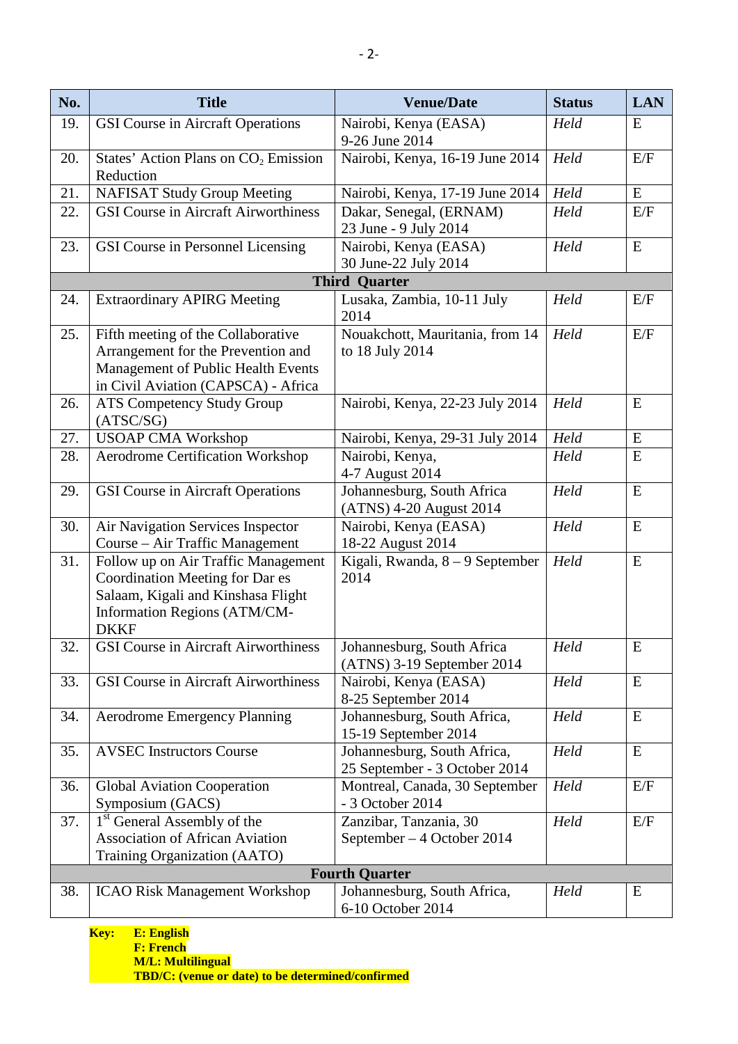| No. | Title | Venue/Date | Status | LAN |
|---|---|---|---|---|
| 19. | GSI Course in Aircraft Operations | Nairobi, Kenya (EASA) 9-26 June 2014 | *Held* | E |
| 20. | States' Action Plans on $CO_2$ Emission Reduction | Nairobi, Kenya, 16-19 June 2014 | *Held* | E/F |
| 21. | NAFISAT Study Group Meeting | Nairobi, Kenya, 17-19 June 2014 | *Held* | E |
| 22. | GSI Course in Aircraft Airworthiness | Dakar, Senegal, (ERNAM) 23 June - 9 July 2014 | *Held* | E/F |
| 23. | GSI Course in Personnel Licensing | Nairobi, Kenya (EASA) 30 June-22 July 2014 | *Held* | E |
| | **Third Quarter** | | | |
| 24. | Extraordinary APIRG Meeting | Lusaka, Zambia, 10-11 July 2014 | *Held* | E/F |
| 25. | Fifth meeting of the Collaborative Arrangement for the Prevention and Management of Public Health Events in Civil Aviation (CAPSCA) - Africa | Nouakchott, Mauritania, from 14 to 18 July 2014 | *Held* | E/F |
| 26. | ATS Competency Study Group (ATSC/SG) | Nairobi, Kenya, 22-23 July 2014 | *Held* | E |
| 27. | USOAP CMA Workshop | Nairobi, Kenya, 29-31 July 2014 | *Held* | E |
| 28. | Aerodrome Certification Workshop | Nairobi, Kenya, 4-7 August 2014 | *Held* | E |
| 29. | GSI Course in Aircraft Operations | Johannesburg, South Africa (ATNS) 4-20 August 2014 | *Held* | E |
| 30. | Air Navigation Services Inspector Course – Air Traffic Management | Nairobi, Kenya (EASA) 18-22 August 2014 | *Held* | E |
| 31. | Follow up on Air Traffic Management Coordination Meeting for Dar es Salaam, Kigali and Kinshasa Flight Information Regions (ATM/CM-DKKF | Kigali, Rwanda, 8 – 9 September 2014 | *Held* | E |
| 32. | GSI Course in Aircraft Airworthiness | Johannesburg, South Africa (ATNS) 3-19 September 2014 | *Held* | E |
| 33. | GSI Course in Aircraft Airworthiness | Nairobi, Kenya (EASA) 8-25 September 2014 | *Held* | E |
| 34. | Aerodrome Emergency Planning | Johannesburg, South Africa, 15-19 September 2014 | *Held* | E |
| 35. | AVSEC Instructors Course | Johannesburg, South Africa, 25 September - 3 October 2014 | *Held* | E |
| 36. | Global Aviation Cooperation Symposium (GACS) | Montreal, Canada, 30 September - 3 October 2014 | *Held* | E/F |
| 37. | 1st General Assembly of the Association of African Aviation Training Organization (AATO) | Zanzibar, Tanzania, 30 September – 4 October 2014 | *Held* | E/F |
| | **Fourth Quarter** | | | |
| 38. | ICAO Risk Management Workshop | Johannesburg, South Africa, 6-10 October 2014 | *Held* | E |

**Key:** **E: English**
**F: French**
**M/L: Multilingual**
**TBD/C: (venue or date) to be determined/confirmed**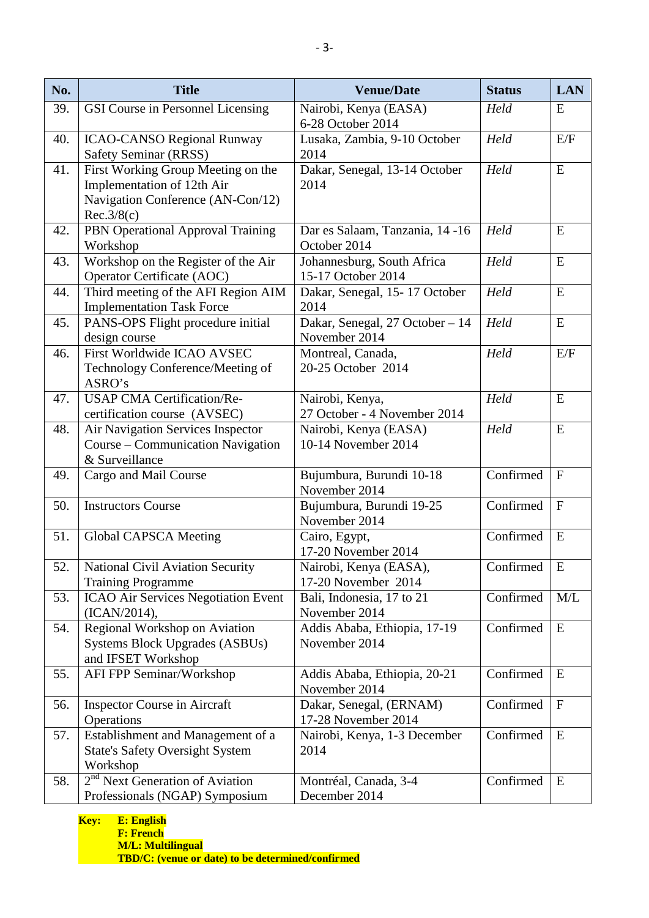| No. | Title | Venue/Date | Status | LAN |
|---|---|---|---|---|
| 39. | GSI Course in Personnel Licensing | Nairobi, Kenya (EASA) 6-28 October 2014 | *Held* | E |
| 40. | ICAO-CANSO Regional Runway Safety Seminar (RRSS) | Lusaka, Zambia, 9-10 October 2014 | *Held* | E/F |
| 41. | First Working Group Meeting on the Implementation of 12th Air Navigation Conference (AN-Con/12) Rec.3/8(c) | Dakar, Senegal, 13-14 October 2014 | *Held* | E |
| 42. | PBN Operational Approval Training Workshop | Dar es Salaam, Tanzania, 14 -16 October 2014 | *Held* | E |
| 43. | Workshop on the Register of the Air Operator Certificate (AOC) | Johannesburg, South Africa 15-17 October 2014 | *Held* | E |
| 44. | Third meeting of the AFI Region AIM Implementation Task Force | Dakar, Senegal, 15- 17 October 2014 | *Held* | E |
| 45. | PANS-OPS Flight procedure initial design course | Dakar, Senegal, 27 October – 14 November 2014 | *Held* | E |
| 46. | First Worldwide ICAO AVSEC Technology Conference/Meeting of ASRO's | Montreal, Canada, 20-25 October 2014 | *Held* | E/F |
| 47. | USAP CMA Certification/Re-certification course (AVSEC) | Nairobi, Kenya, 27 October - 4 November 2014 | *Held* | E |
| 48. | Air Navigation Services Inspector Course – Communication Navigation & Surveillance | Nairobi, Kenya (EASA) 10-14 November 2014 | *Held* | E |
| 49. | Cargo and Mail Course | Bujumbura, Burundi 10-18 November 2014 | Confirmed | F |
| 50. | Instructors Course | Bujumbura, Burundi 19-25 November 2014 | Confirmed | F |
| 51. | Global CAPSCA Meeting | Cairo, Egypt, 17-20 November 2014 | Confirmed | E |
| 52. | National Civil Aviation Security Training Programme | Nairobi, Kenya (EASA), 17-20 November 2014 | Confirmed | E |
| 53. | ICAO Air Services Negotiation Event (ICAN/2014), | Bali, Indonesia, 17 to 21 November 2014 | Confirmed | M/L |
| 54. | Regional Workshop on Aviation Systems Block Upgrades (ASBUs) and IFSET Workshop | Addis Ababa, Ethiopia, 17-19 November 2014 | Confirmed | E |
| 55. | AFI FPP Seminar/Workshop | Addis Ababa, Ethiopia, 20-21 November 2014 | Confirmed | E |
| 56. | Inspector Course in Aircraft Operations | Dakar, Senegal, (ERNAM) 17-28 November 2014 | Confirmed | F |
| 57. | Establishment and Management of a State's Safety Oversight System Workshop | Nairobi, Kenya, 1-3 December 2014 | Confirmed | E |
| 58. | 2nd Next Generation of Aviation Professionals (NGAP) Symposium | Montréal, Canada, 3-4 December 2014 | Confirmed | E |

**Key:** **E: English**
**F: French**
**M/L: Multilingual**
**TBD/C: (venue or date) to be determined/confirmed**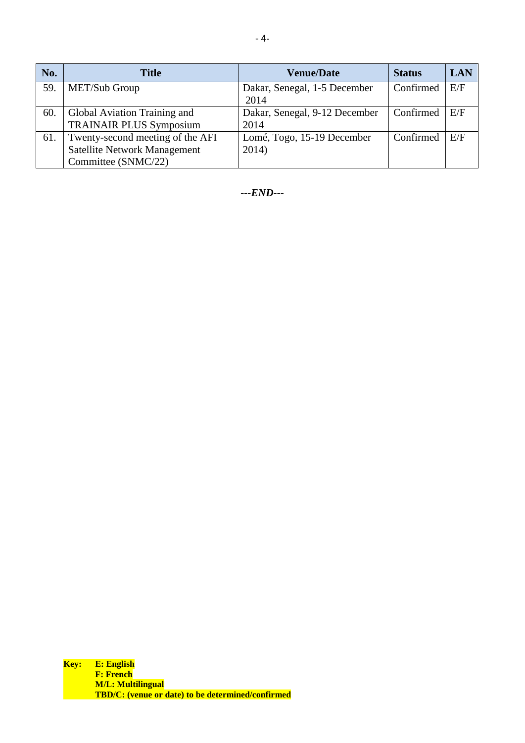| No. | Title | Venue/Date | Status | LAN |
|---|---|---|---|---|
| 59. | MET/Sub Group | Dakar, Senegal, 1-5 December 2014 | Confirmed | E/F |
| 60. | Global Aviation Training and TRAINAIR PLUS Symposium | Dakar, Senegal, 9-12 December 2014 | Confirmed | E/F |
| 61. | Twenty-second meeting of the AFI Satellite Network Management Committee (SNMC/22) | Lomé, Togo, 15-19 December 2014) | Confirmed | E/F |

***---END---***

**Key:** **E: English**
**F: French**
**M/L: Multilingual**
**TBD/C: (venue or date) to be determined/confirmed**